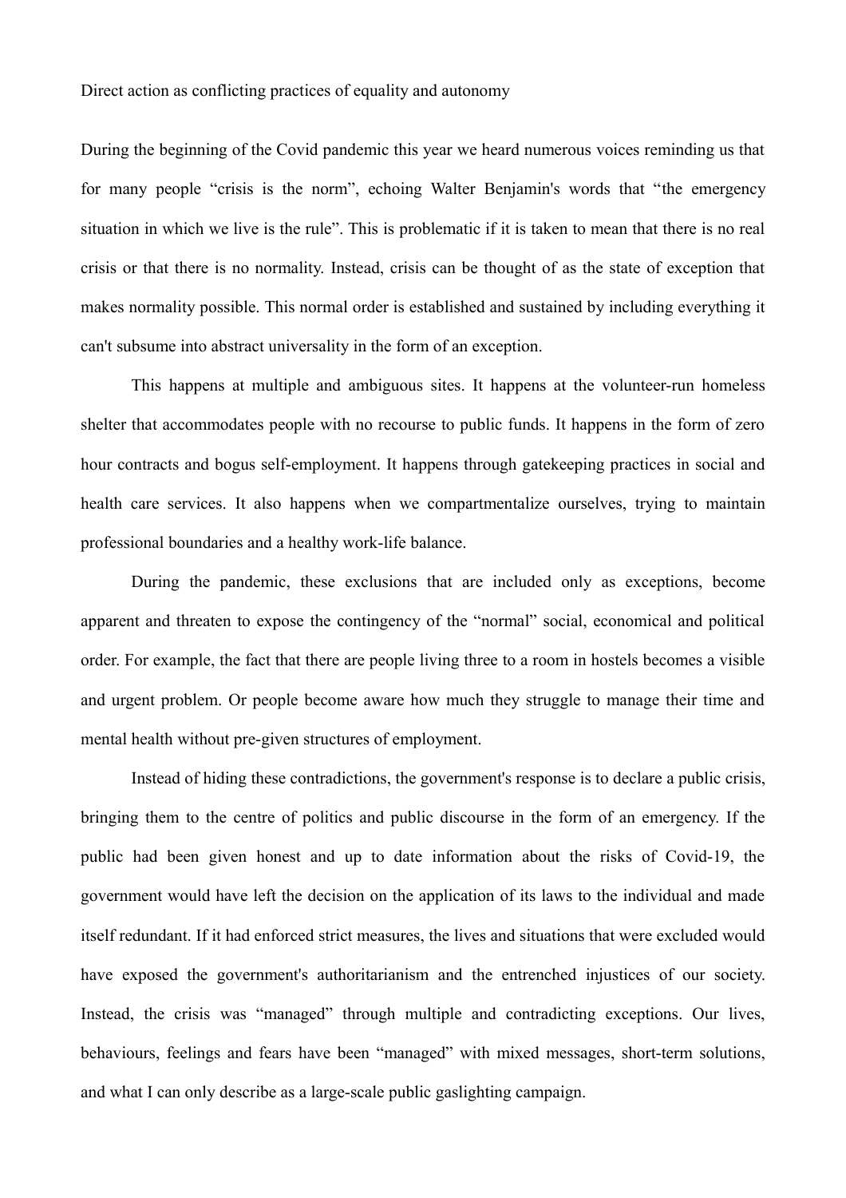# Direct action as conflicting practices of equality and autonomy

During the beginning of the Covid pandemic this year we heard numerous voices reminding us that for many people "crisis is the norm", echoing Walter Benjamin's words that "the emergency situation in which we live is the rule". This is problematic if it is taken to mean that there is no real crisis or that there is no normality. Instead, crisis can be thought of as the state of exception that makes normality possible. This normal order is established and sustained by including everything it can't subsume into abstract universality in the form of an exception.

This happens at multiple and ambiguous sites. It happens at the volunteer-run homeless shelter that accommodates people with no recourse to public funds. It happens in the form of zero hour contracts and bogus self-employment. It happens through gatekeeping practices in social and health care services. It also happens when we compartmentalize ourselves, trying to maintain professional boundaries and a healthy work-life balance.

During the pandemic, these exclusions that are included only as exceptions, become apparent and threaten to expose the contingency of the "normal" social, economical and political order. For example, the fact that there are people living three to a room in hostels becomes a visible and urgent problem. Or people become aware how much they struggle to manage their time and mental health without pre-given structures of employment.

Instead of hiding these contradictions, the government's response is to declare a public crisis, bringing them to the centre of politics and public discourse in the form of an emergency. If the public had been given honest and up to date information about the risks of Covid-19, the government would have left the decision on the application of its laws to the individual and made itself redundant. If it had enforced strict measures, the lives and situations that were excluded would have exposed the government's authoritarianism and the entrenched injustices of our society. Instead, the crisis was "managed" through multiple and contradicting exceptions. Our lives, behaviours, feelings and fears have been "managed" with mixed messages, short-term solutions, and what I can only describe as a large-scale public gaslighting campaign.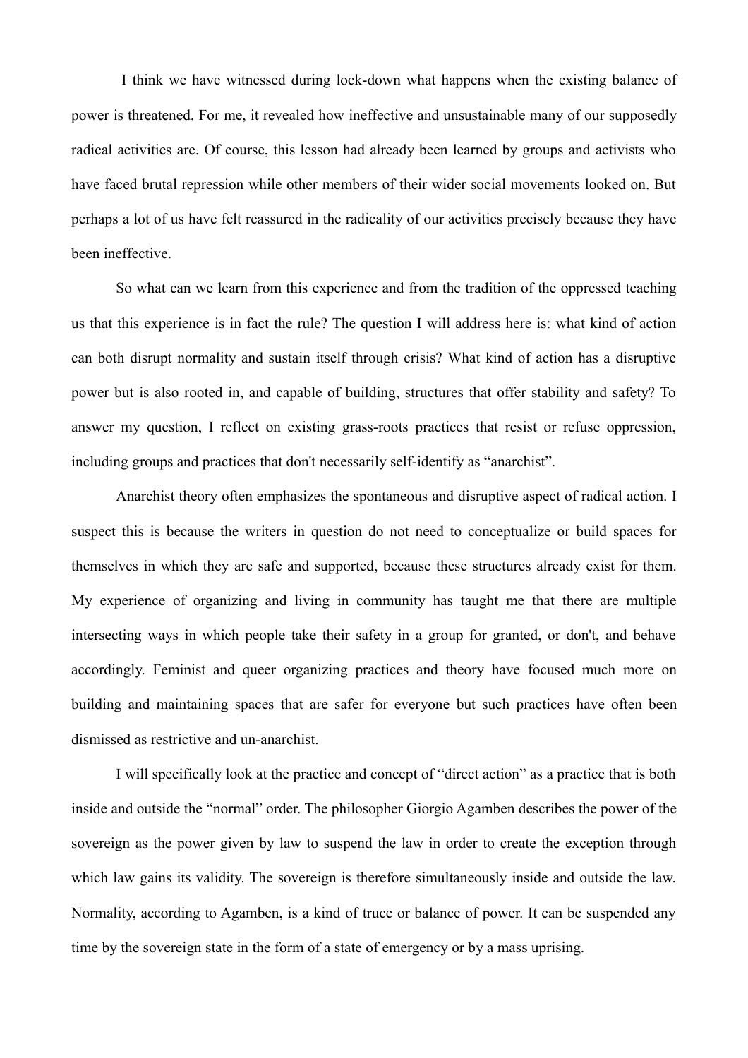I think we have witnessed during lock-down what happens when the existing balance of power is threatened. For me, it revealed how ineffective and unsustainable many of our supposedly radical activities are. Of course, this lesson had already been learned by groups and activists who have faced brutal repression while other members of their wider social movements looked on. But perhaps a lot of us have felt reassured in the radicality of our activities precisely because they have been ineffective.

So what can we learn from this experience and from the tradition of the oppressed teaching us that this experience is in fact the rule? The question I will address here is: what kind of action can both disrupt normality and sustain itself through crisis? What kind of action has a disruptive power but is also rooted in, and capable of building, structures that offer stability and safety? To answer my question, I reflect on existing grass-roots practices that resist or refuse oppression, including groups and practices that don't necessarily self-identify as "anarchist".

Anarchist theory often emphasizes the spontaneous and disruptive aspect of radical action. I suspect this is because the writers in question do not need to conceptualize or build spaces for themselves in which they are safe and supported, because these structures already exist for them. My experience of organizing and living in community has taught me that there are multiple intersecting ways in which people take their safety in a group for granted, or don't, and behave accordingly. Feminist and queer organizing practices and theory have focused much more on building and maintaining spaces that are safer for everyone but such practices have often been dismissed as restrictive and un-anarchist.

I will specifically look at the practice and concept of "direct action" as a practice that is both inside and outside the "normal" order. The philosopher Giorgio Agamben describes the power of the sovereign as the power given by law to suspend the law in order to create the exception through which law gains its validity. The sovereign is therefore simultaneously inside and outside the law. Normality, according to Agamben, is a kind of truce or balance of power. It can be suspended any time by the sovereign state in the form of a state of emergency or by a mass uprising.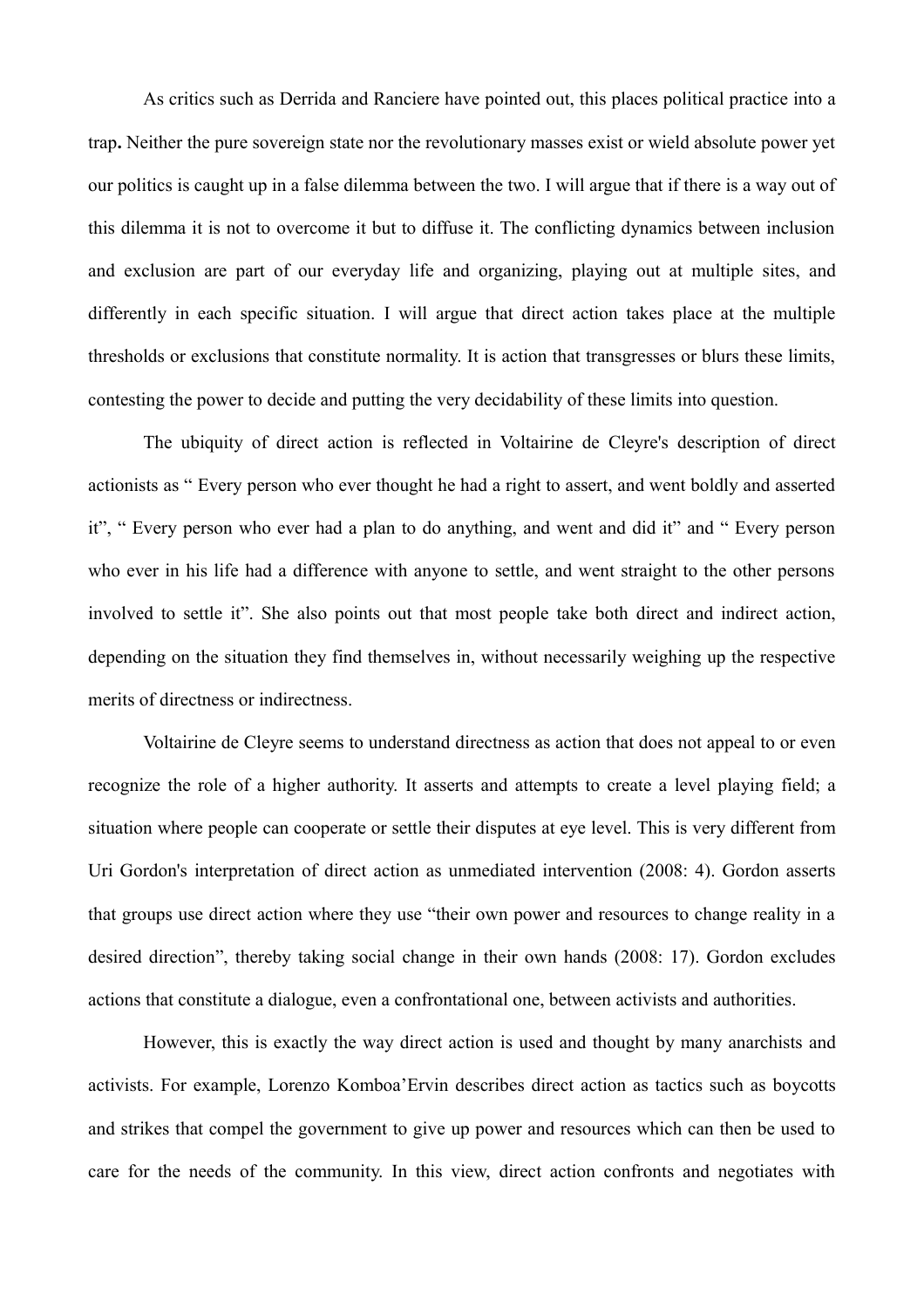As critics such as Derrida and Ranciere have pointed out, this places political practice into a trap**.** Neither the pure sovereign state nor the revolutionary masses exist or wield absolute power yet our politics is caught up in a false dilemma between the two. I will argue that if there is a way out of this dilemma it is not to overcome it but to diffuse it. The conflicting dynamics between inclusion and exclusion are part of our everyday life and organizing, playing out at multiple sites, and differently in each specific situation. I will argue that direct action takes place at the multiple thresholds or exclusions that constitute normality. It is action that transgresses or blurs these limits, contesting the power to decide and putting the very decidability of these limits into question.

The ubiquity of direct action is reflected in Voltairine de Cleyre's description of direct actionists as " Every person who ever thought he had a right to assert, and went boldly and asserted it", " Every person who ever had a plan to do anything, and went and did it" and " Every person who ever in his life had a difference with anyone to settle, and went straight to the other persons involved to settle it". She also points out that most people take both direct and indirect action, depending on the situation they find themselves in, without necessarily weighing up the respective merits of directness or indirectness.

Voltairine de Cleyre seems to understand directness as action that does not appeal to or even recognize the role of a higher authority. It asserts and attempts to create a level playing field; a situation where people can cooperate or settle their disputes at eye level. This is very different from Uri Gordon's interpretation of direct action as unmediated intervention (2008: 4). Gordon asserts that groups use direct action where they use "their own power and resources to change reality in a desired direction", thereby taking social change in their own hands (2008: 17). Gordon excludes actions that constitute a dialogue, even a confrontational one, between activists and authorities.

However, this is exactly the way direct action is used and thought by many anarchists and activists. For example, Lorenzo Komboa'Ervin describes direct action as tactics such as boycotts and strikes that compel the government to give up power and resources which can then be used to care for the needs of the community. In this view, direct action confronts and negotiates with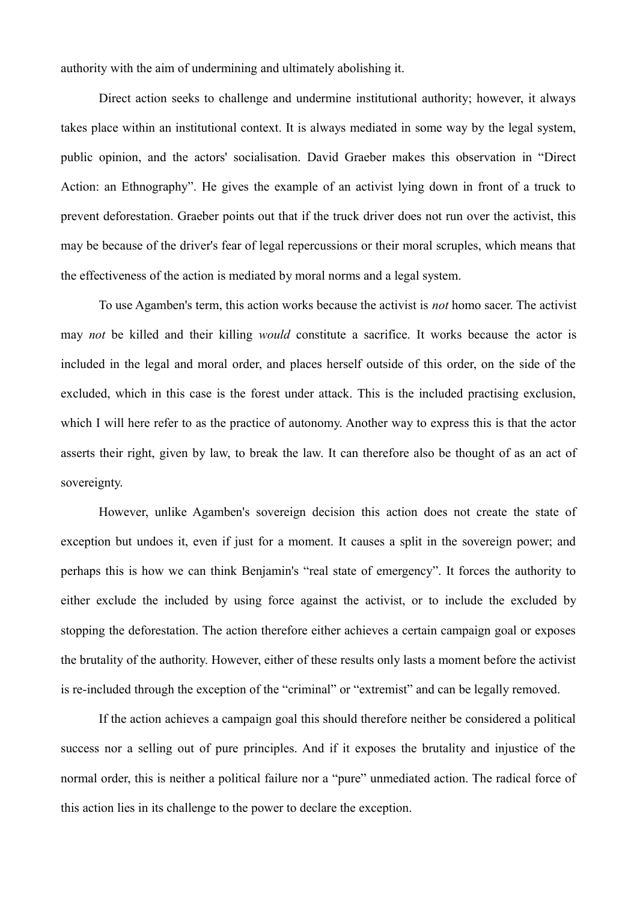authority with the aim of undermining and ultimately abolishing it.

Direct action seeks to challenge and undermine institutional authority; however, it always takes place within an institutional context. It is always mediated in some way by the legal system, public opinion, and the actors' socialisation. David Graeber makes this observation in "Direct Action: an Ethnography". He gives the example of an activist lying down in front of a truck to prevent deforestation. Graeber points out that if the truck driver does not run over the activist, this may be because of the driver's fear of legal repercussions or their moral scruples, which means that the effectiveness of the action is mediated by moral norms and a legal system.

To use Agamben's term, this action works because the activist is *not* homo sacer. The activist may *not* be killed and their killing *would* constitute a sacrifice. It works because the actor is included in the legal and moral order, and places herself outside of this order, on the side of the excluded, which in this case is the forest under attack. This is the included practising exclusion, which I will here refer to as the practice of autonomy. Another way to express this is that the actor asserts their right, given by law, to break the law. It can therefore also be thought of as an act of sovereignty.

However, unlike Agamben's sovereign decision this action does not create the state of exception but undoes it, even if just for a moment. It causes a split in the sovereign power; and perhaps this is how we can think Benjamin's "real state of emergency". It forces the authority to either exclude the included by using force against the activist, or to include the excluded by stopping the deforestation. The action therefore either achieves a certain campaign goal or exposes the brutality of the authority. However, either of these results only lasts a moment before the activist is re-included through the exception of the "criminal" or "extremist" and can be legally removed.

If the action achieves a campaign goal this should therefore neither be considered a political success nor a selling out of pure principles. And if it exposes the brutality and injustice of the normal order, this is neither a political failure nor a "pure" unmediated action. The radical force of this action lies in its challenge to the power to declare the exception.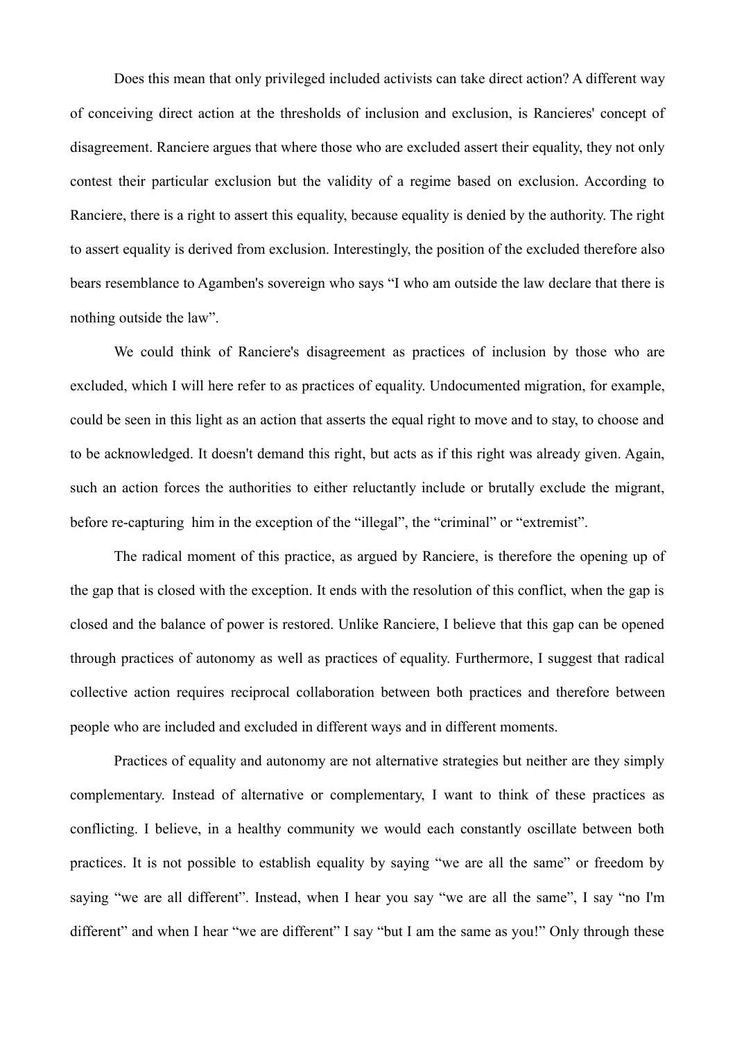Does this mean that only privileged included activists can take direct action? A different way of conceiving direct action at the thresholds of inclusion and exclusion, is Rancieres' concept of disagreement. Ranciere argues that where those who are excluded assert their equality, they not only contest their particular exclusion but the validity of a regime based on exclusion. According to Ranciere, there is a right to assert this equality, because equality is denied by the authority. The right to assert equality is derived from exclusion. Interestingly, the position of the excluded therefore also bears resemblance to Agamben's sovereign who says "I who am outside the law declare that there is nothing outside the law".

We could think of Ranciere's disagreement as practices of inclusion by those who are excluded, which I will here refer to as practices of equality. Undocumented migration, for example, could be seen in this light as an action that asserts the equal right to move and to stay, to choose and to be acknowledged. It doesn't demand this right, but acts as if this right was already given. Again, such an action forces the authorities to either reluctantly include or brutally exclude the migrant, before re-capturing him in the exception of the "illegal", the "criminal" or "extremist".

The radical moment of this practice, as argued by Ranciere, is therefore the opening up of the gap that is closed with the exception. It ends with the resolution of this conflict, when the gap is closed and the balance of power is restored. Unlike Ranciere, I believe that this gap can be opened through practices of autonomy as well as practices of equality. Furthermore, I suggest that radical collective action requires reciprocal collaboration between both practices and therefore between people who are included and excluded in different ways and in different moments.

Practices of equality and autonomy are not alternative strategies but neither are they simply complementary. Instead of alternative or complementary, I want to think of these practices as conflicting. I believe, in a healthy community we would each constantly oscillate between both practices. It is not possible to establish equality by saying "we are all the same" or freedom by saying "we are all different". Instead, when I hear you say "we are all the same", I say "no I'm different" and when I hear "we are different" I say "but I am the same as you!" Only through these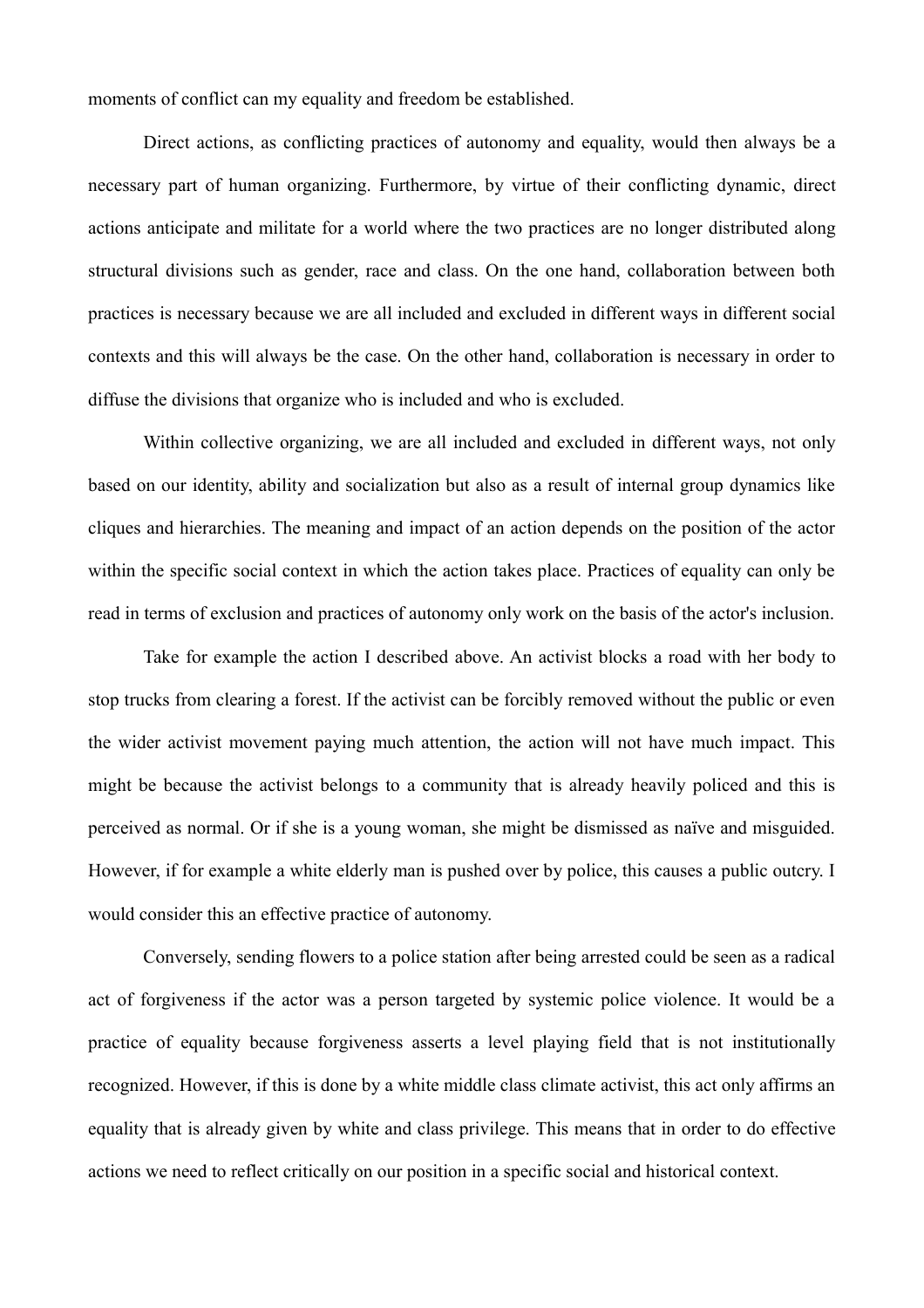moments of conflict can my equality and freedom be established.

Direct actions, as conflicting practices of autonomy and equality, would then always be a necessary part of human organizing. Furthermore, by virtue of their conflicting dynamic, direct actions anticipate and militate for a world where the two practices are no longer distributed along structural divisions such as gender, race and class. On the one hand, collaboration between both practices is necessary because we are all included and excluded in different ways in different social contexts and this will always be the case. On the other hand, collaboration is necessary in order to diffuse the divisions that organize who is included and who is excluded.

Within collective organizing, we are all included and excluded in different ways, not only based on our identity, ability and socialization but also as a result of internal group dynamics like cliques and hierarchies. The meaning and impact of an action depends on the position of the actor within the specific social context in which the action takes place. Practices of equality can only be read in terms of exclusion and practices of autonomy only work on the basis of the actor's inclusion.

Take for example the action I described above. An activist blocks a road with her body to stop trucks from clearing a forest. If the activist can be forcibly removed without the public or even the wider activist movement paying much attention, the action will not have much impact. This might be because the activist belongs to a community that is already heavily policed and this is perceived as normal. Or if she is a young woman, she might be dismissed as naïve and misguided. However, if for example a white elderly man is pushed over by police, this causes a public outcry. I would consider this an effective practice of autonomy.

Conversely, sending flowers to a police station after being arrested could be seen as a radical act of forgiveness if the actor was a person targeted by systemic police violence. It would be a practice of equality because forgiveness asserts a level playing field that is not institutionally recognized. However, if this is done by a white middle class climate activist, this act only affirms an equality that is already given by white and class privilege. This means that in order to do effective actions we need to reflect critically on our position in a specific social and historical context.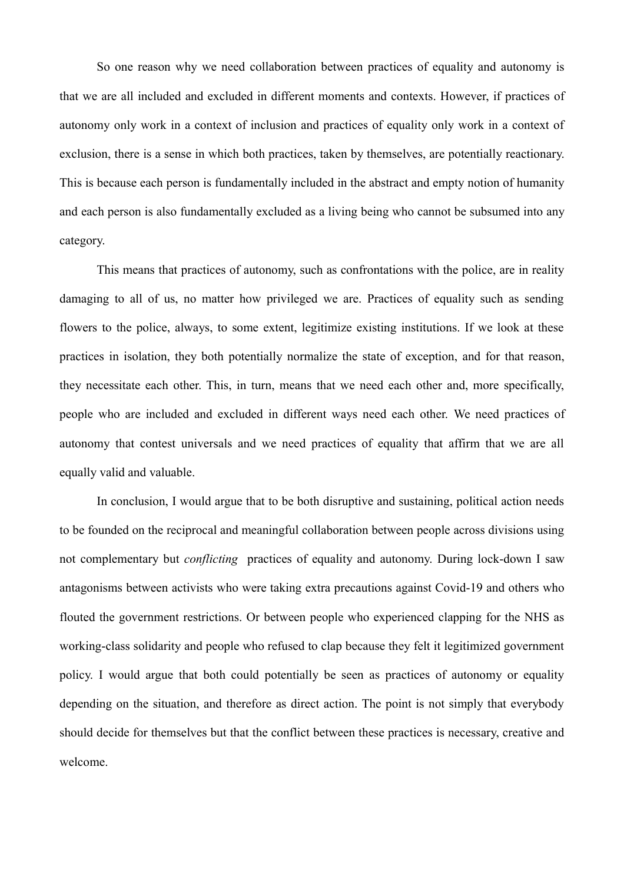So one reason why we need collaboration between practices of equality and autonomy is that we are all included and excluded in different moments and contexts. However, if practices of autonomy only work in a context of inclusion and practices of equality only work in a context of exclusion, there is a sense in which both practices, taken by themselves, are potentially reactionary. This is because each person is fundamentally included in the abstract and empty notion of humanity and each person is also fundamentally excluded as a living being who cannot be subsumed into any category.

This means that practices of autonomy, such as confrontations with the police, are in reality damaging to all of us, no matter how privileged we are. Practices of equality such as sending flowers to the police, always, to some extent, legitimize existing institutions. If we look at these practices in isolation, they both potentially normalize the state of exception, and for that reason, they necessitate each other. This, in turn, means that we need each other and, more specifically, people who are included and excluded in different ways need each other. We need practices of autonomy that contest universals and we need practices of equality that affirm that we are all equally valid and valuable.

In conclusion, I would argue that to be both disruptive and sustaining, political action needs to be founded on the reciprocal and meaningful collaboration between people across divisions using not complementary but *conflicting* practices of equality and autonomy. During lock-down I saw antagonisms between activists who were taking extra precautions against Covid-19 and others who flouted the government restrictions. Or between people who experienced clapping for the NHS as working-class solidarity and people who refused to clap because they felt it legitimized government policy. I would argue that both could potentially be seen as practices of autonomy or equality depending on the situation, and therefore as direct action. The point is not simply that everybody should decide for themselves but that the conflict between these practices is necessary, creative and welcome.